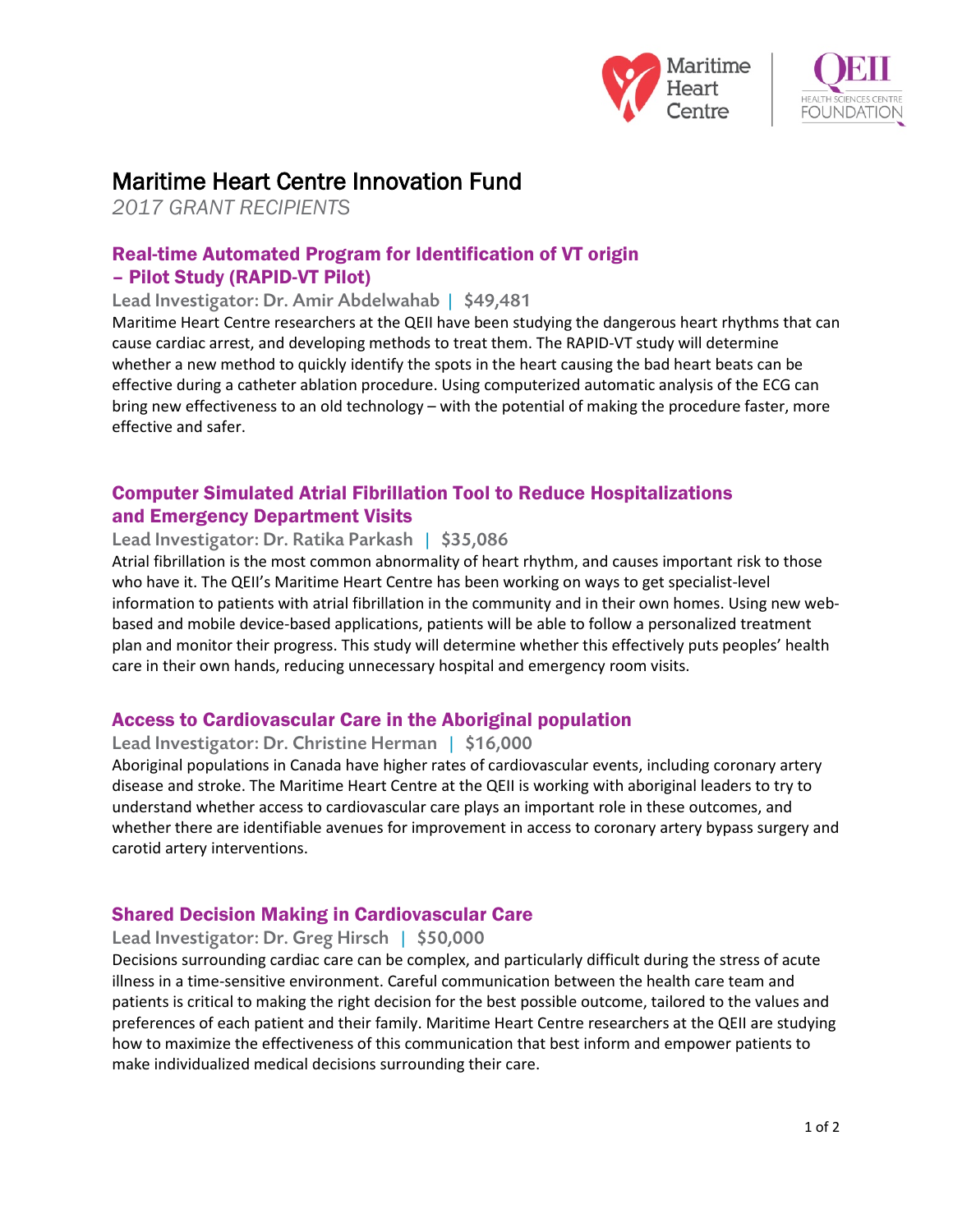# Maritime Heart Centre Innovation Fund

*2017 GRANT RECIPIENTS*

## Real-time Automated Program for Identification of VT origin – Pilot Study (RAPID-VT Pilot)

**Lead Investigator: Dr. Amir Abdelwahab | $49,481**

Maritime Heart Centre researchers at the QEII have been studying the dangerous heart rhythms that can cause cardiac arrest, and developing methods to treat them. The RAPID-VT study will determine whether a new method to quickly identify the spots in the heart causing the bad heart beats can be effective during a catheter ablation procedure. Using computerized automatic analysis of the ECG can bring new effectiveness to an old technology – with the potential of making the procedure faster, more effective and safer.

## Computer Simulated Atrial Fibrillation Tool to Reduce Hospitalizations and Emergency Department Visits

**Lead Investigator: Dr. Ratika Parkash | $35,086**

Atrial fibrillation is the most common abnormality of heart rhythm, and causes important risk to those who have it. The QEII's Maritime Heart Centre has been working on ways to get specialist-level information to patients with atrial fibrillation in the community and in their own homes. Using new web-based and mobile device-based applications, patients will be able to follow a personalized treatment plan and monitor their progress. This study will determine whether this effectively puts peoples' health care in their own hands, reducing unnecessary hospital and emergency room visits.

## Access to Cardiovascular Care in the Aboriginal population

**Lead Investigator: Dr. Christine Herman | $16,000**

Aboriginal populations in Canada have higher rates of cardiovascular events, including coronary artery disease and stroke. The Maritime Heart Centre at the QEII is working with aboriginal leaders to try to understand whether access to cardiovascular care plays an important role in these outcomes, and whether there are identifiable avenues for improvement in access to coronary artery bypass surgery and carotid artery interventions.

## Shared Decision Making in Cardiovascular Care

**Lead Investigator: Dr. Greg Hirsch | $50,000**

Decisions surrounding cardiac care can be complex, and particularly difficult during the stress of acute illness in a time-sensitive environment. Careful communication between the health care team and patients is critical to making the right decision for the best possible outcome, tailored to the values and preferences of each patient and their family. Maritime Heart Centre researchers at the QEII are studying how to maximize the effectiveness of this communication that best inform and empower patients to make individualized medical decisions surrounding their care.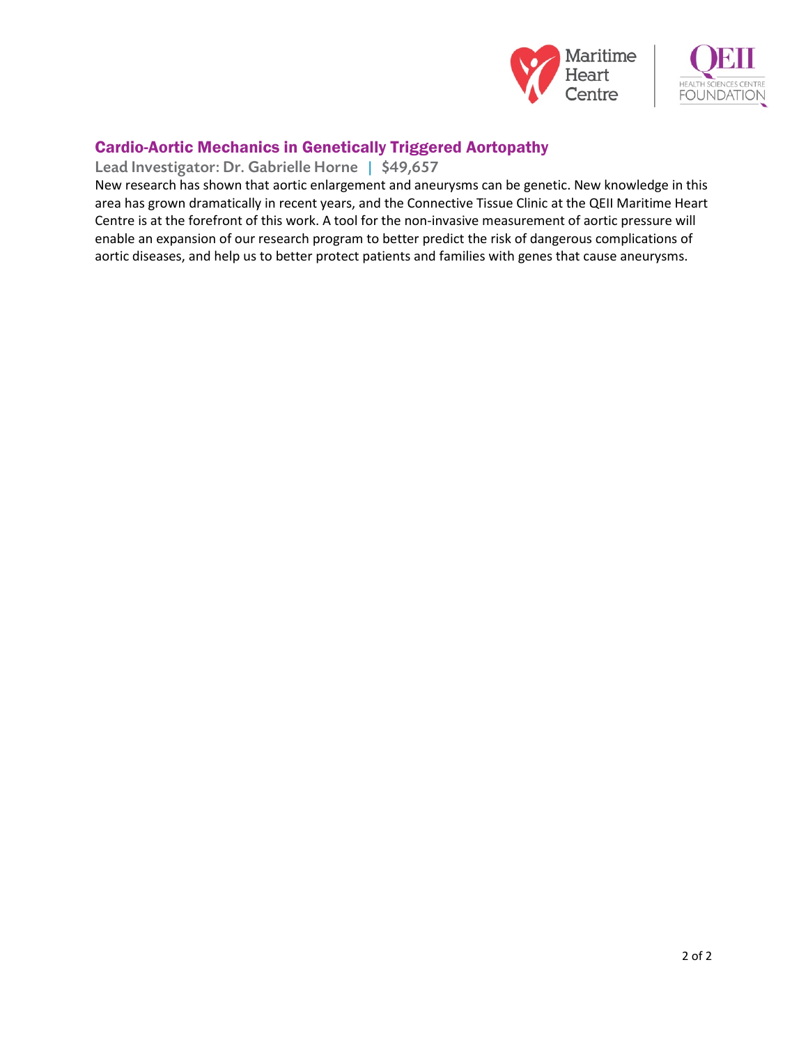## Cardio-Aortic Mechanics in Genetically Triggered Aortopathy

**Lead Investigator: Dr. Gabrielle Horne | $49,657**

New research has shown that aortic enlargement and aneurysms can be genetic. New knowledge in this area has grown dramatically in recent years, and the Connective Tissue Clinic at the QEII Maritime Heart Centre is at the forefront of this work. A tool for the non-invasive measurement of aortic pressure will enable an expansion of our research program to better predict the risk of dangerous complications of aortic diseases, and help us to better protect patients and families with genes that cause aneurysms.